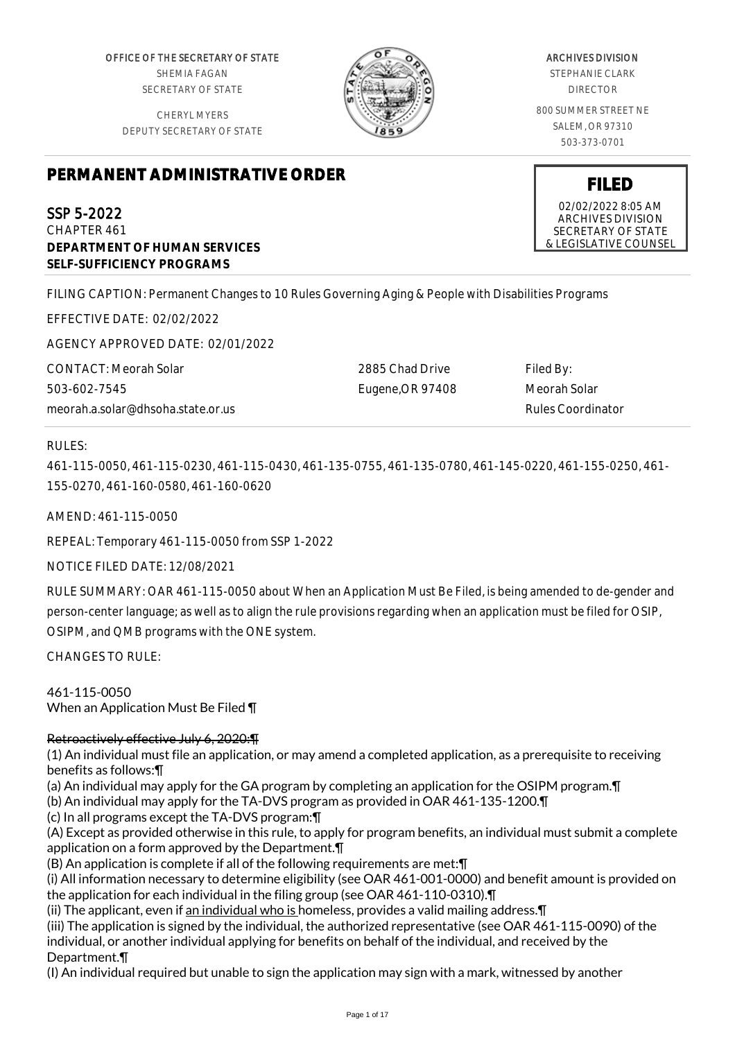OFFICE OF THE SECRETARY OF STATE
SHEMIA FAGAN
SECRETARY OF STATE

CHERYL MYERS
DEPUTY SECRETARY OF STATE

ARCHIVES DIVISION
STEPHANIE CLARK
DIRECTOR

800 SUMMER STREET NE
SALEM, OR 97310
503-373-0701

**FILED**
02/02/2022 8:05 AM
ARCHIVES DIVISION
SECRETARY OF STATE
& LEGISLATIVE COUNSEL

# PERMANENT ADMINISTRATIVE ORDER

SSP 5-2022
CHAPTER 461
**DEPARTMENT OF HUMAN SERVICES**
**SELF-SUFFICIENCY PROGRAMS**

FILING CAPTION: Permanent Changes to 10 Rules Governing Aging & People with Disabilities Programs

EFFECTIVE DATE: 02/02/2022

AGENCY APPROVED DATE: 02/01/2022

CONTACT: Meorah Solar
503-602-7545
meorah.a.solar@dhsoha.state.or.us

2885 Chad Drive
Eugene,OR 97408

Filed By:
Meorah Solar
Rules Coordinator

RULES:

461-115-0050, 461-115-0230, 461-115-0430, 461-135-0755, 461-135-0780, 461-145-0220, 461-155-0250, 461-155-0270, 461-160-0580, 461-160-0620

AMEND: 461-115-0050

REPEAL: Temporary 461-115-0050 from SSP 1-2022

NOTICE FILED DATE: 12/08/2021

RULE SUMMARY: OAR 461-115-0050 about When an Application Must Be Filed, is being amended to de-gender and person-center language; as well as to align the rule provisions regarding when an application must be filed for OSIP, OSIPM, and QMB programs with the ONE system.

CHANGES TO RULE:

461-115-0050
When an Application Must Be Filed ¶

~~Retroactively effective July 6, 2020:¶~~
(1) An individual must file an application, or may amend a completed application, as a prerequisite to receiving benefits as follows:¶
(a) An individual may apply for the GA program by completing an application for the OSIPM program.¶
(b) An individual may apply for the TA-DVS program as provided in OAR 461-135-1200.¶
(c) In all programs except the TA-DVS program:¶
(A) Except as provided otherwise in this rule, to apply for program benefits, an individual must submit a complete application on a form approved by the Department.¶
(B) An application is complete if all of the following requirements are met:¶
(i) All information necessary to determine eligibility (see OAR 461-001-0000) and benefit amount is provided on the application for each individual in the filing group (see OAR 461-110-0310).¶
(ii) The applicant, even if <u>an individual who is</u> homeless, provides a valid mailing address.¶
(iii) The application is signed by the individual, the authorized representative (see OAR 461-115-0090) of the individual, or another individual applying for benefits on behalf of the individual, and received by the Department.¶
(I) An individual required but unable to sign the application may sign with a mark, witnessed by another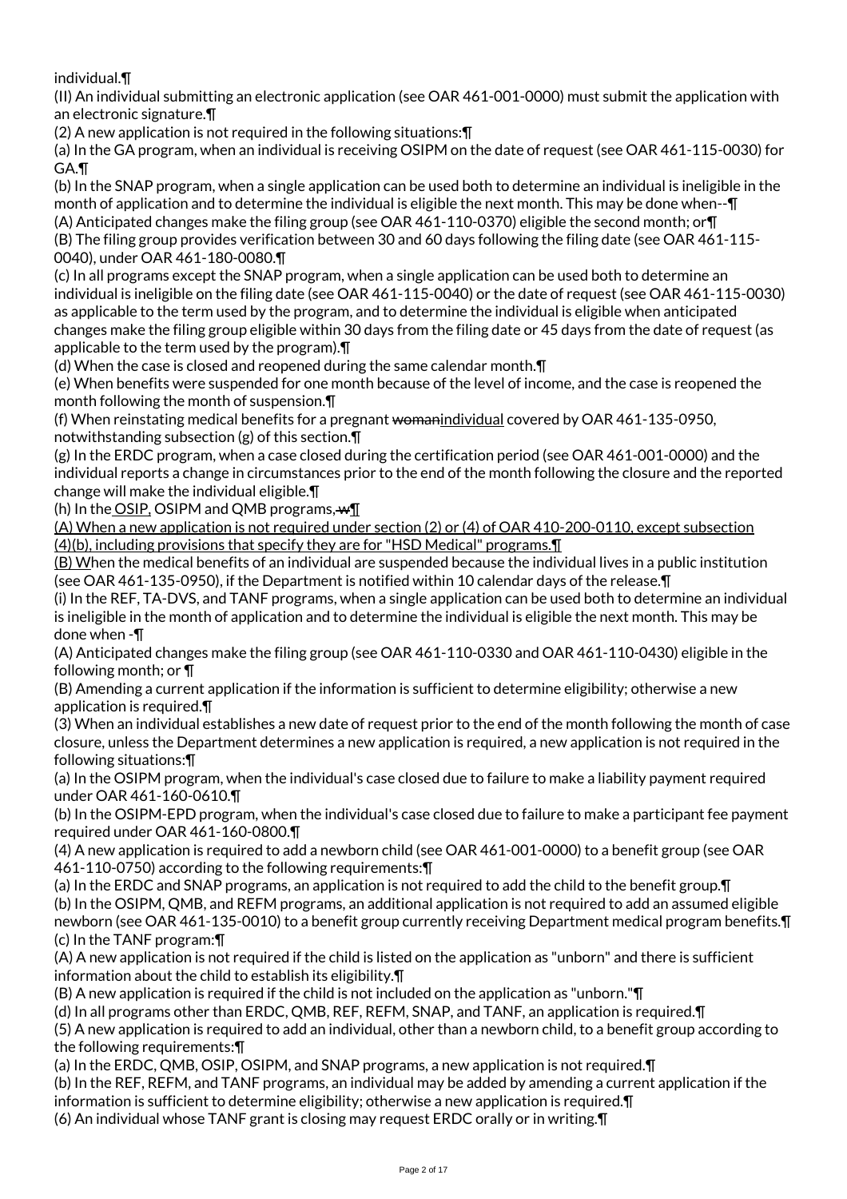individual.¶

(ll) An individual submitting an electronic application (see OAR 461-001-0000) must submit the application with an electronic signature.¶

(2) A new application is not required in the following situations:¶

(a) In the GA program, when an individual is receiving OSIPM on the date of request (see OAR 461-115-0030) for GA.¶

(b) In the SNAP program, when a single application can be used both to determine an individual is ineligible in the month of application and to determine the individual is eligible the next month. This may be done when--¶

(A) Anticipated changes make the filing group (see OAR 461-110-0370) eligible the second month; or¶

(B) The filing group provides verification between 30 and 60 days following the filing date (see OAR 461-115-0040), under OAR 461-180-0080.¶

(c) In all programs except the SNAP program, when a single application can be used both to determine an individual is ineligible on the filing date (see OAR 461-115-0040) or the date of request (see OAR 461-115-0030) as applicable to the term used by the program, and to determine the individual is eligible when anticipated changes make the filing group eligible within 30 days from the filing date or 45 days from the date of request (as applicable to the term used by the program).¶

(d) When the case is closed and reopened during the same calendar month.¶

(e) When benefits were suspended for one month because of the level of income, and the case is reopened the month following the month of suspension.¶

(f) When reinstating medical benefits for a pregnant ~~woman~~individual covered by OAR 461-135-0950, notwithstanding subsection (g) of this section.¶

(g) In the ERDC program, when a case closed during the certification period (see OAR 461-001-0000) and the individual reports a change in circumstances prior to the end of the month following the closure and the reported change will make the individual eligible.¶

(h) In the OSIP, OSIPM and QMB programs, ~~w~~¶

(A) When a new application is not required under section (2) or (4) of OAR 410-200-0110, except subsection (4)(b), including provisions that specify they are for "HSD Medical" programs.¶

(B) When the medical benefits of an individual are suspended because the individual lives in a public institution (see OAR 461-135-0950), if the Department is notified within 10 calendar days of the release.¶

(i) In the REF, TA-DVS, and TANF programs, when a single application can be used both to determine an individual is ineligible in the month of application and to determine the individual is eligible the next month. This may be done when -¶

(A) Anticipated changes make the filing group (see OAR 461-110-0330 and OAR 461-110-0430) eligible in the following month; or ¶

(B) Amending a current application if the information is sufficient to determine eligibility; otherwise a new application is required.¶

(3) When an individual establishes a new date of request prior to the end of the month following the month of case closure, unless the Department determines a new application is required, a new application is not required in the following situations:¶

(a) In the OSIPM program, when the individual's case closed due to failure to make a liability payment required under OAR 461-160-0610.¶

(b) In the OSIPM-EPD program, when the individual's case closed due to failure to make a participant fee payment required under OAR 461-160-0800.¶

(4) A new application is required to add a newborn child (see OAR 461-001-0000) to a benefit group (see OAR 461-110-0750) according to the following requirements:¶

(a) In the ERDC and SNAP programs, an application is not required to add the child to the benefit group.¶

(b) In the OSIPM, QMB, and REFM programs, an additional application is not required to add an assumed eligible newborn (see OAR 461-135-0010) to a benefit group currently receiving Department medical program benefits.¶

(c) In the TANF program:¶

(A) A new application is not required if the child is listed on the application as "unborn" and there is sufficient information about the child to establish its eligibility.¶

(B) A new application is required if the child is not included on the application as "unborn."¶

(d) In all programs other than ERDC, QMB, REF, REFM, SNAP, and TANF, an application is required.¶

(5) A new application is required to add an individual, other than a newborn child, to a benefit group according to the following requirements:¶

(a) In the ERDC, QMB, OSIP, OSIPM, and SNAP programs, a new application is not required.¶

(b) In the REF, REFM, and TANF programs, an individual may be added by amending a current application if the information is sufficient to determine eligibility; otherwise a new application is required.¶

(6) An individual whose TANF grant is closing may request ERDC orally or in writing.¶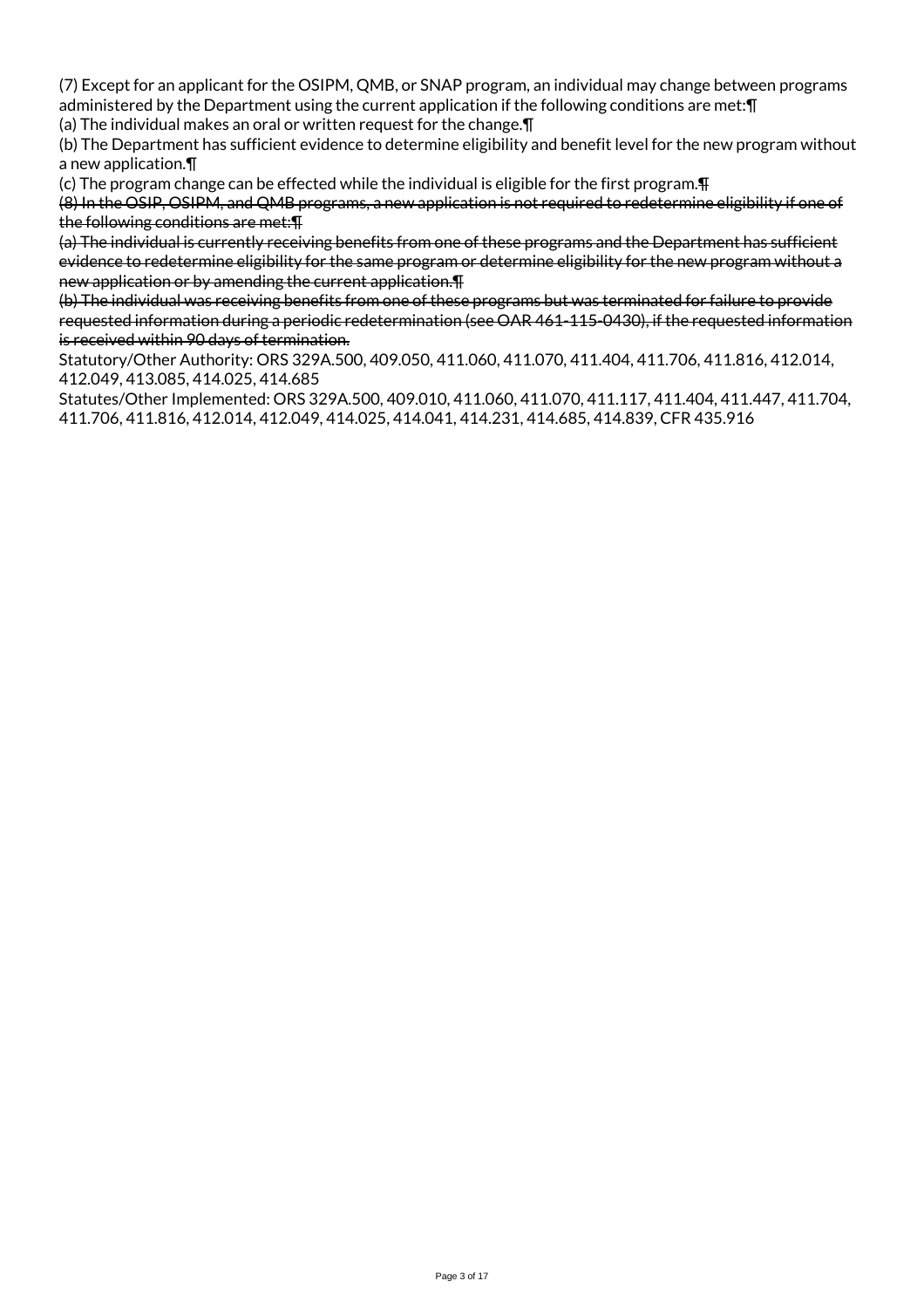(7) Except for an applicant for the OSIPM, QMB, or SNAP program, an individual may change between programs administered by the Department using the current application if the following conditions are met:¶

(a) The individual makes an oral or written request for the change.¶

(b) The Department has sufficient evidence to determine eligibility and benefit level for the new program without a new application.¶

(c) The program change can be effected while the individual is eligible for the first program.~~¶~~

~~(8) In the OSIP, OSIPM, and QMB programs, a new application is not required to redetermine eligibility if one of the following conditions are met:¶~~

~~(a) The individual is currently receiving benefits from one of these programs and the Department has sufficient evidence to redetermine eligibility for the same program or determine eligibility for the new program without a new application or by amending the current application.¶~~

~~(b) The individual was receiving benefits from one of these programs but was terminated for failure to provide requested information during a periodic redetermination (see OAR 461-115-0430), if the requested information is received within 90 days of termination.~~

Statutory/Other Authority: ORS 329A.500, 409.050, 411.060, 411.070, 411.404, 411.706, 411.816, 412.014, 412.049, 413.085, 414.025, 414.685

Statutes/Other Implemented: ORS 329A.500, 409.010, 411.060, 411.070, 411.117, 411.404, 411.447, 411.704, 411.706, 411.816, 412.014, 412.049, 414.025, 414.041, 414.231, 414.685, 414.839, CFR 435.916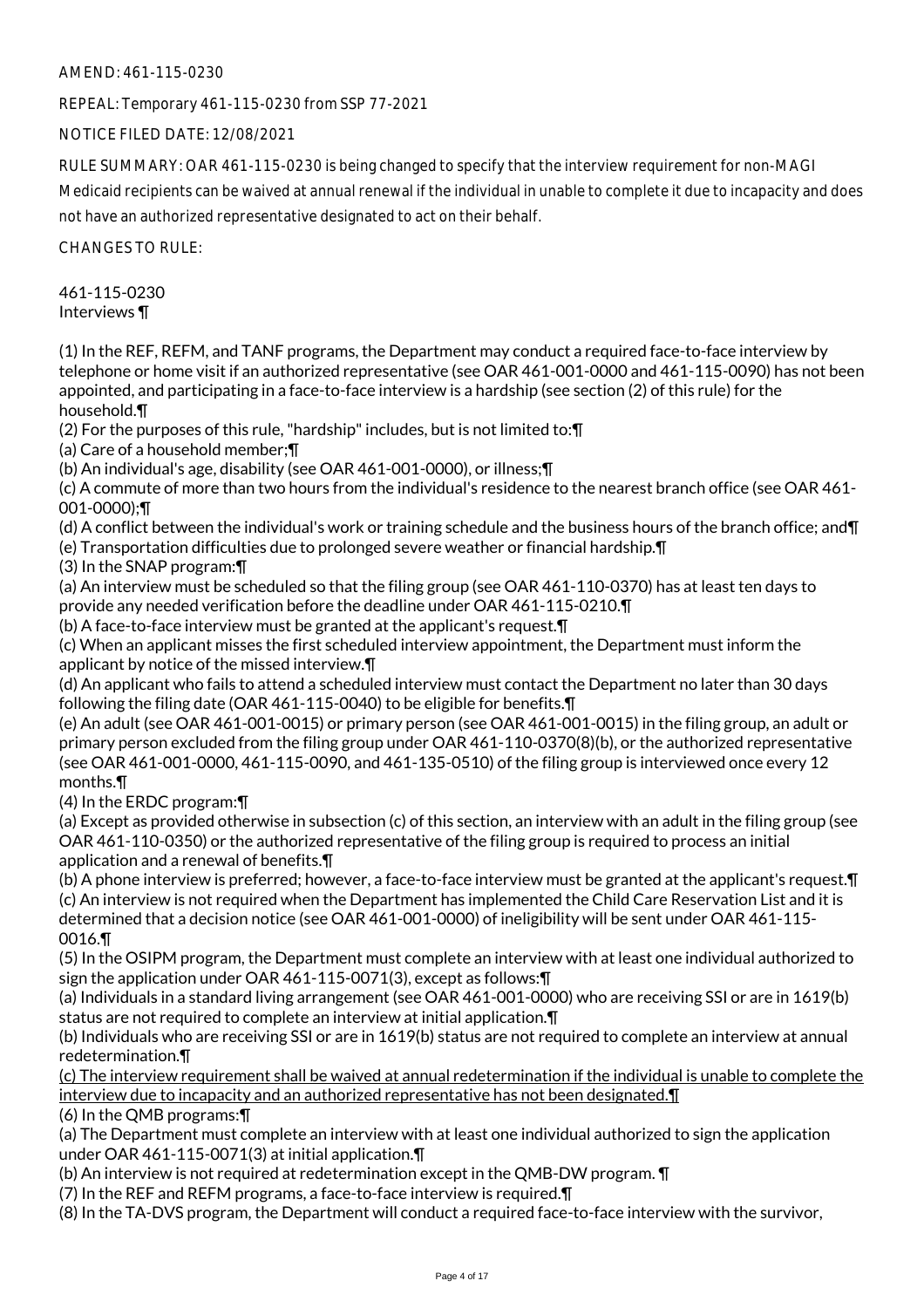AMEND: 461-115-0230

REPEAL: Temporary 461-115-0230 from SSP 77-2021

NOTICE FILED DATE: 12/08/2021

RULE SUMMARY: OAR 461-115-0230 is being changed to specify that the interview requirement for non-MAGI Medicaid recipients can be waived at annual renewal if the individual in unable to complete it due to incapacity and does not have an authorized representative designated to act on their behalf.

CHANGES TO RULE:

461-115-0230
Interviews ¶

(1) In the REF, REFM, and TANF programs, the Department may conduct a required face-to-face interview by telephone or home visit if an authorized representative (see OAR 461-001-0000 and 461-115-0090) has not been appointed, and participating in a face-to-face interview is a hardship (see section (2) of this rule) for the household.¶
(2) For the purposes of this rule, "hardship" includes, but is not limited to:¶
(a) Care of a household member;¶
(b) An individual's age, disability (see OAR 461-001-0000), or illness;¶
(c) A commute of more than two hours from the individual's residence to the nearest branch office (see OAR 461-001-0000);¶
(d) A conflict between the individual's work or training schedule and the business hours of the branch office; and¶
(e) Transportation difficulties due to prolonged severe weather or financial hardship.¶
(3) In the SNAP program:¶
(a) An interview must be scheduled so that the filing group (see OAR 461-110-0370) has at least ten days to provide any needed verification before the deadline under OAR 461-115-0210.¶
(b) A face-to-face interview must be granted at the applicant's request.¶
(c) When an applicant misses the first scheduled interview appointment, the Department must inform the applicant by notice of the missed interview.¶
(d) An applicant who fails to attend a scheduled interview must contact the Department no later than 30 days following the filing date (OAR 461-115-0040) to be eligible for benefits.¶
(e) An adult (see OAR 461-001-0015) or primary person (see OAR 461-001-0015) in the filing group, an adult or primary person excluded from the filing group under OAR 461-110-0370(8)(b), or the authorized representative (see OAR 461-001-0000, 461-115-0090, and 461-135-0510) of the filing group is interviewed once every 12 months.¶
(4) In the ERDC program:¶
(a) Except as provided otherwise in subsection (c) of this section, an interview with an adult in the filing group (see OAR 461-110-0350) or the authorized representative of the filing group is required to process an initial application and a renewal of benefits.¶
(b) A phone interview is preferred; however, a face-to-face interview must be granted at the applicant's request.¶
(c) An interview is not required when the Department has implemented the Child Care Reservation List and it is determined that a decision notice (see OAR 461-001-0000) of ineligibility will be sent under OAR 461-115-0016.¶
(5) In the OSIPM program, the Department must complete an interview with at least one individual authorized to sign the application under OAR 461-115-0071(3), except as follows:¶
(a) Individuals in a standard living arrangement (see OAR 461-001-0000) who are receiving SSI or are in 1619(b) status are not required to complete an interview at initial application.¶
(b) Individuals who are receiving SSI or are in 1619(b) status are not required to complete an interview at annual redetermination.¶
<u>(c) The interview requirement shall be waived at annual redetermination if the individual is unable to complete the interview due to incapacity and an authorized representative has not been designated.</u>¶
(6) In the QMB programs:¶
(a) The Department must complete an interview with at least one individual authorized to sign the application under OAR 461-115-0071(3) at initial application.¶
(b) An interview is not required at redetermination except in the QMB-DW program. ¶
(7) In the REF and REFM programs, a face-to-face interview is required.¶
(8) In the TA-DVS program, the Department will conduct a required face-to-face interview with the survivor,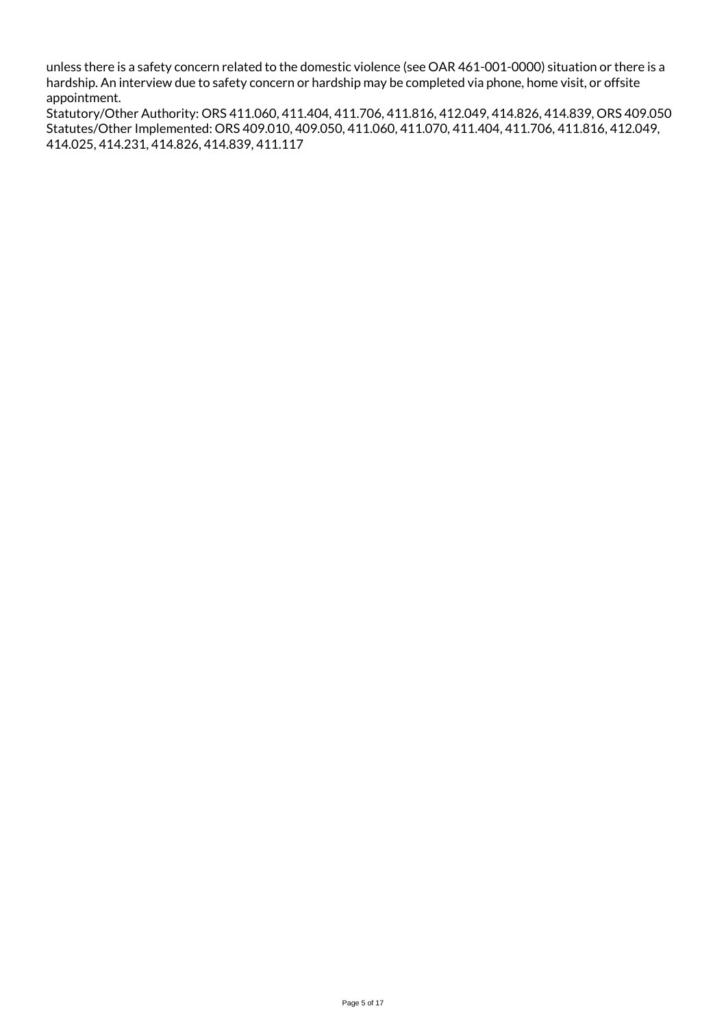unless there is a safety concern related to the domestic violence (see OAR 461-001-0000) situation or there is a hardship. An interview due to safety concern or hardship may be completed via phone, home visit, or offsite appointment.

Statutory/Other Authority: ORS 411.060, 411.404, 411.706, 411.816, 412.049, 414.826, 414.839, ORS 409.050
Statutes/Other Implemented: ORS 409.010, 409.050, 411.060, 411.070, 411.404, 411.706, 411.816, 412.049, 414.025, 414.231, 414.826, 414.839, 411.117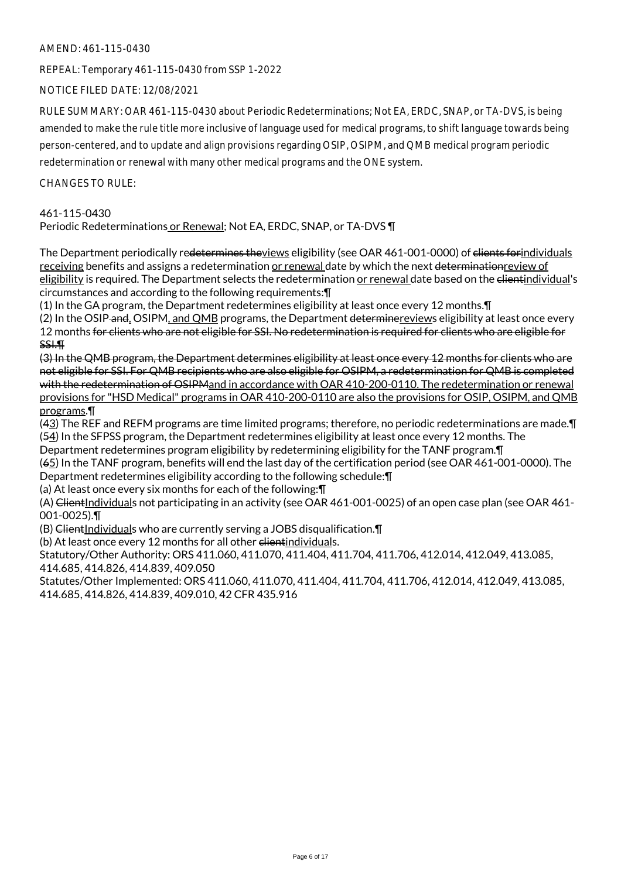AMEND: 461-115-0430

REPEAL: Temporary 461-115-0430 from SSP 1-2022

NOTICE FILED DATE: 12/08/2021

RULE SUMMARY: OAR 461-115-0430 about Periodic Redeterminations; Not EA, ERDC, SNAP, or TA-DVS, is being amended to make the rule title more inclusive of language used for medical programs, to shift language towards being person-centered, and to update and align provisions regarding OSIP, OSIPM, and QMB medical program periodic redetermination or renewal with many other medical programs and the ONE system.

CHANGES TO RULE:

461-115-0430
Periodic Redeterminations<u> or Renewal</u>; Not EA, ERDC, SNAP, or TA-DVS ¶

The Department periodically re~~determines the~~<u>views</u> eligibility (see OAR 461-001-0000) of ~~clients for~~<u>individuals receiving</u> benefits and assigns a redetermination <u>or renewal </u>date by which the next ~~determination~~<u>review of eligibility</u> is required. The Department selects the redetermination <u>or renewal </u>date based on the ~~client~~<u>individual</u>'s circumstances and according to the following requirements:¶
(1) In the GA program, the Department redetermines eligibility at least once every 12 months.¶
(2) In the OSIP~~ and~~<u>,</u> OSIPM<u>, and QMB</u> programs, the Department ~~determine~~<u>review</u>s eligibility at least once every 12 months ~~for clients who are not eligible for SSI. No redetermination is required for clients who are eligible for SSI.¶~~
~~(3) In the QMB program, the Department determines eligibility at least once every 12 months for clients who are not eligible for SSI. For QMB recipients who are also eligible for OSIPM, a redetermination for QMB is completed with the redetermination of OSIPM~~<u>and in accordance with OAR 410-200-0110. The redetermination or renewal provisions for "HSD Medical" programs in OAR 410-200-0110 are also the provisions for OSIP, OSIPM, and QMB programs</u>.¶
(~~4~~<u>3</u>) The REF and REFM programs are time limited programs; therefore, no periodic redeterminations are made.¶
(~~5~~<u>4</u>) In the SFPSS program, the Department redetermines eligibility at least once every 12 months. The Department redetermines program eligibility by redetermining eligibility for the TANF program.¶
(~~6~~<u>5</u>) In the TANF program, benefits will end the last day of the certification period (see OAR 461-001-0000). The Department redetermines eligibility according to the following schedule:¶
(a) At least once every six months for each of the following:¶
(A) ~~Client~~<u>Individual</u>s not participating in an activity (see OAR 461-001-0025) of an open case plan (see OAR 461-001-0025).¶
(B) ~~Client~~<u>Individual</u>s who are currently serving a JOBS disqualification.¶
(b) At least once every 12 months for all other ~~client~~<u>individual</u>s.
Statutory/Other Authority: ORS 411.060, 411.070, 411.404, 411.704, 411.706, 412.014, 412.049, 413.085, 414.685, 414.826, 414.839, 409.050
Statutes/Other Implemented: ORS 411.060, 411.070, 411.404, 411.704, 411.706, 412.014, 412.049, 413.085, 414.685, 414.826, 414.839, 409.010, 42 CFR 435.916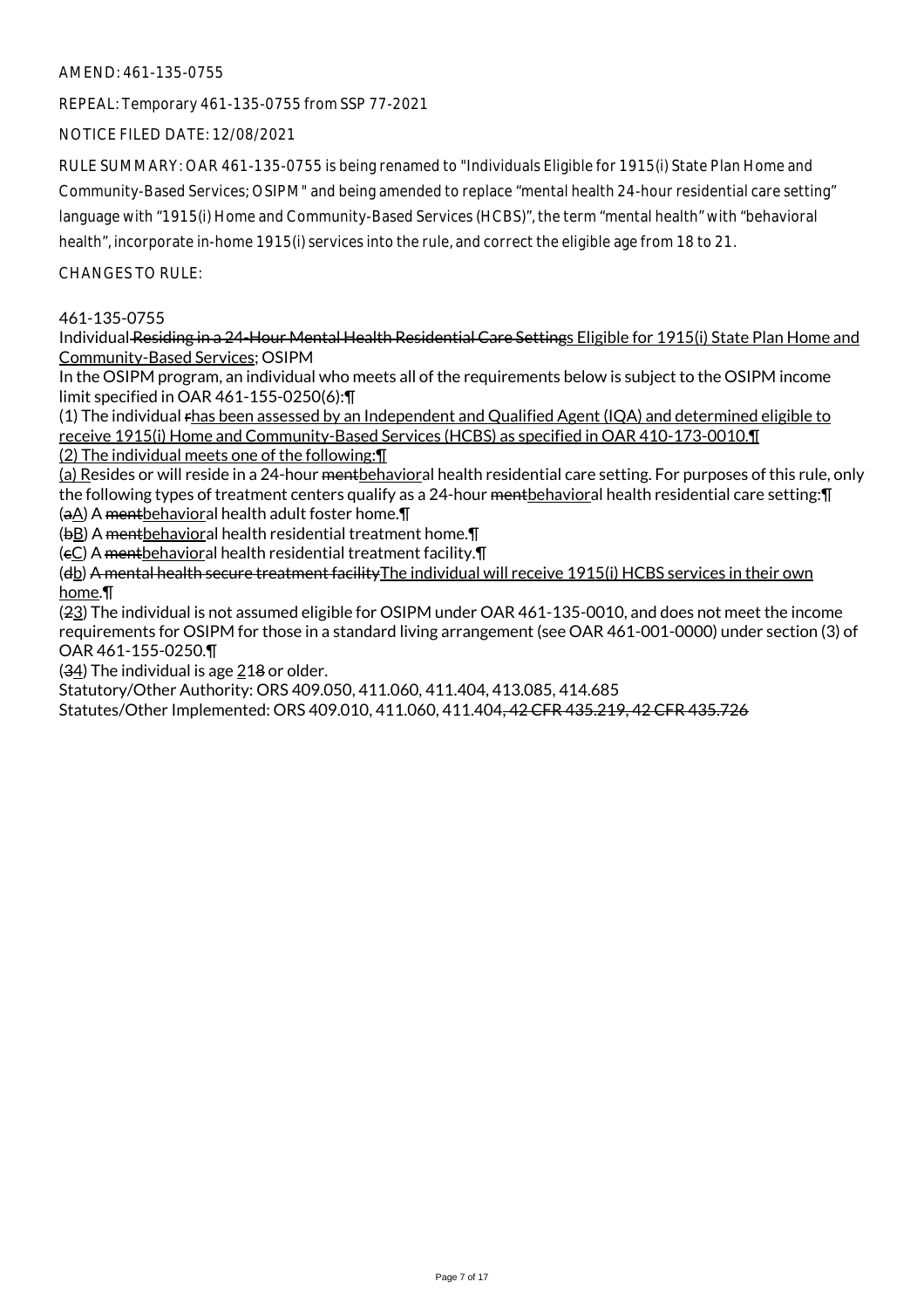AMEND: 461-135-0755

REPEAL: Temporary 461-135-0755 from SSP 77-2021

NOTICE FILED DATE: 12/08/2021

RULE SUMMARY: OAR 461-135-0755 is being renamed to "Individuals Eligible for 1915(i) State Plan Home and Community-Based Services; OSIPM" and being amended to replace "mental health 24-hour residential care setting" language with "1915(i) Home and Community-Based Services (HCBS)", the term "mental health" with "behavioral health", incorporate in-home 1915(i) services into the rule, and correct the eligible age from 18 to 21.

CHANGES TO RULE:

461-135-0755

Individual ~~Residing in a 24-Hour Mental Health Residential Care Setting~~s Eligible for 1915(i) State Plan Home and Community-Based Services; OSIPM

In the OSIPM program, an individual who meets all of the requirements below is subject to the OSIPM income limit specified in OAR 461-155-0250(6):¶

(1) The individual ~~r~~has been assessed by an Independent and Qualified Agent (IQA) and determined eligible to receive 1915(i) Home and Community-Based Services (HCBS) as specified in OAR 410-173-0010.¶

(2) The individual meets one of the following:¶

(a) Resides or will reside in a 24-hour ~~ment~~behavioral health residential care setting. For purposes of this rule, only the following types of treatment centers qualify as a 24-hour ~~ment~~behavioral health residential care setting:¶

(~~a~~A) A ~~ment~~behavioral health adult foster home.¶

(~~b~~B) A ~~ment~~behavioral health residential treatment home.¶

(~~c~~C) A ~~ment~~behavioral health residential treatment facility.¶

(~~d~~b) ~~A mental health secure treatment facility~~The individual will receive 1915(i) HCBS services in their own home.¶

(~~2~~3) The individual is not assumed eligible for OSIPM under OAR 461-135-0010, and does not meet the income requirements for OSIPM for those in a standard living arrangement (see OAR 461-001-0000) under section (3) of OAR 461-155-0250.¶

(~~3~~4) The individual is age 21~~8~~ or older.

Statutory/Other Authority: ORS 409.050, 411.060, 411.404, 413.085, 414.685

Statutes/Other Implemented: ORS 409.010, 411.060, 411.404~~, 42 CFR 435.219, 42 CFR 435.726~~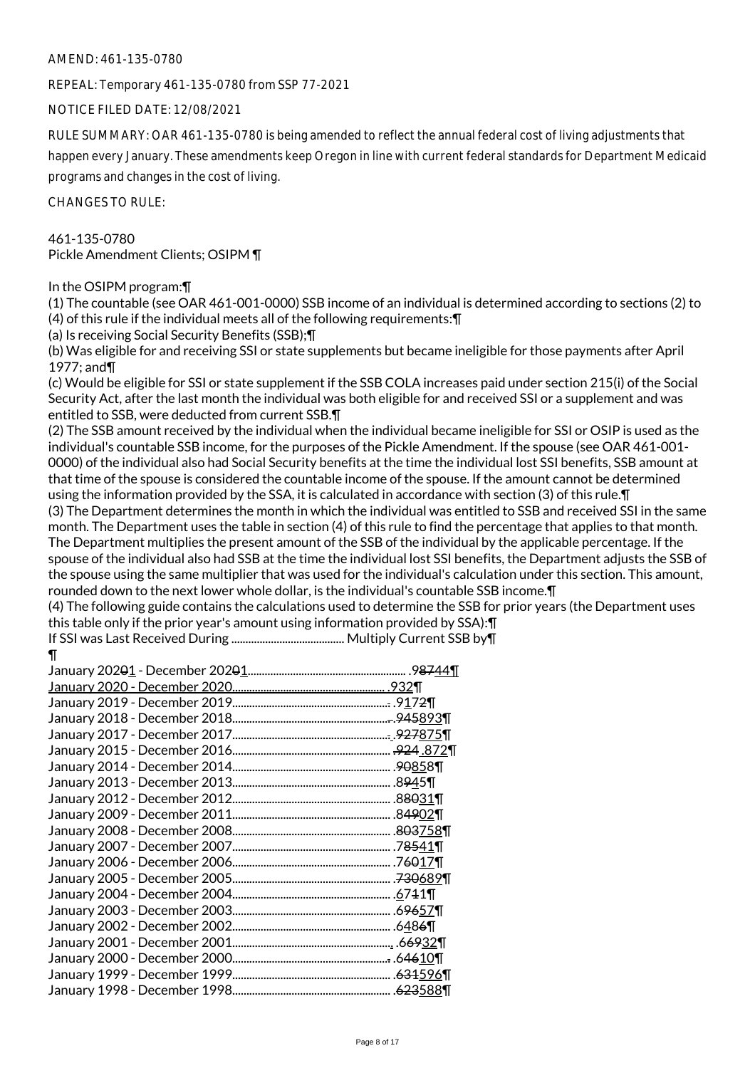AMEND: 461-135-0780

REPEAL: Temporary 461-135-0780 from SSP 77-2021

NOTICE FILED DATE: 12/08/2021

RULE SUMMARY: OAR 461-135-0780 is being amended to reflect the annual federal cost of living adjustments that happen every January. These amendments keep Oregon in line with current federal standards for Department Medicaid programs and changes in the cost of living.

CHANGES TO RULE:

461-135-0780
Pickle Amendment Clients; OSIPM ¶

In the OSIPM program:¶

(1) The countable (see OAR 461-001-0000) SSB income of an individual is determined according to sections (2) to (4) of this rule if the individual meets all of the following requirements:¶

(a) Is receiving Social Security Benefits (SSB);¶

(b) Was eligible for and receiving SSI or state supplements but became ineligible for those payments after April 1977; and¶

(c) Would be eligible for SSI or state supplement if the SSB COLA increases paid under section 215(i) of the Social Security Act, after the last month the individual was both eligible for and received SSI or a supplement and was entitled to SSB, were deducted from current SSB.¶

(2) The SSB amount received by the individual when the individual became ineligible for SSI or OSIP is used as the individual's countable SSB income, for the purposes of the Pickle Amendment. If the spouse (see OAR 461-001-0000) of the individual also had Social Security benefits at the time the individual lost SSI benefits, SSB amount at that time of the spouse is considered the countable income of the spouse. If the amount cannot be determined using the information provided by the SSA, it is calculated in accordance with section (3) of this rule.¶

(3) The Department determines the month in which the individual was entitled to SSB and received SSI in the same month. The Department uses the table in section (4) of this rule to find the percentage that applies to that month. The Department multiplies the present amount of the SSB of the individual by the applicable percentage. If the spouse of the individual also had SSB at the time the individual lost SSI benefits, the Department adjusts the SSB of the spouse using the same multiplier that was used for the individual's calculation under this section. This amount, rounded down to the next lower whole dollar, is the individual's countable SSB income.¶

(4) The following guide contains the calculations used to determine the SSB for prior years (the Department uses this table only if the prior year's amount using information provided by SSA):¶

If SSI was Last Received During ........................................ Multiply Current SSB by¶

¶

January 20201 - December 20201........................................................ .98744¶
January 2020 - December 2020..................................................... .932¶
January 2019 - December 2019....................................................... .9172¶
January 2018 - December 2018....................................................... .945893¶
January 2017 - December 2017....................................................... .927875¶
January 2015 - December 2016....................................................... .924 .872¶
January 2014 - December 2014....................................................... .90858¶
January 2013 - December 2013....................................................... .8945¶
January 2012 - December 2012....................................................... .88031¶
January 2009 - December 2011....................................................... .84902¶
January 2008 - December 2008....................................................... .803758¶
January 2007 - December 2007....................................................... .78541¶
January 2006 - December 2006....................................................... .76017¶
January 2005 - December 2005....................................................... .730689¶
January 2004 - December 2004....................................................... .6741¶
January 2003 - December 2003....................................................... .69657¶
January 2002 - December 2002....................................................... .6486¶
January 2001 - December 2001....................................................... .66932¶
January 2000 - December 2000....................................................... .64610¶
January 1999 - December 1999....................................................... .631596¶
January 1998 - December 1998....................................................... .623588¶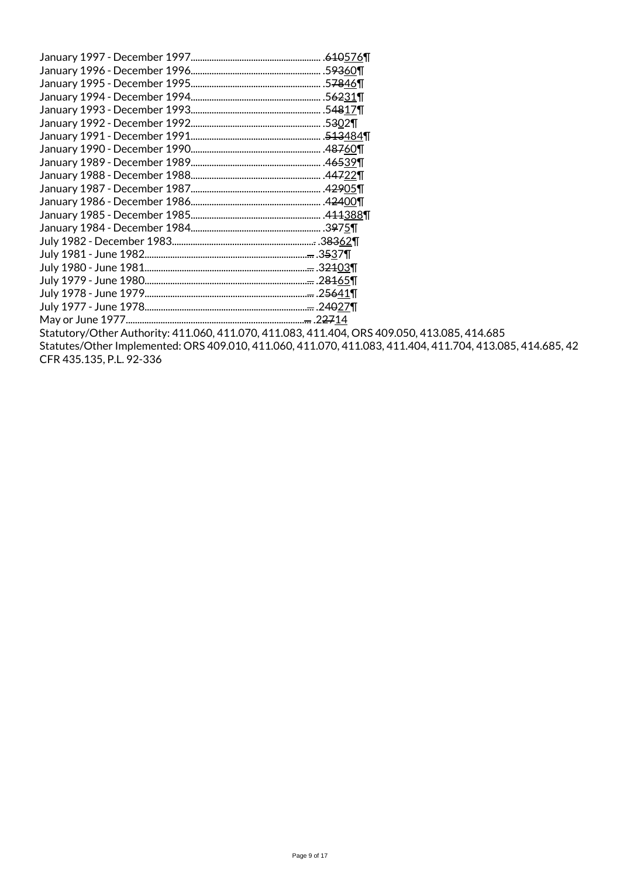January 1997 - December 1997........................................................ .610576¶
January 1996 - December 1996........................................................ .59360¶
January 1995 - December 1995........................................................ .57846¶
January 1994 - December 1994........................................................ .56231¶
January 1993 - December 1993........................................................ .54817¶
January 1992 - December 1992........................................................ .5302¶
January 1991 - December 1991........................................................ .513484¶
January 1990 - December 1990........................................................ .48760¶
January 1989 - December 1989........................................................ .46539¶
January 1988 - December 1988........................................................ .44722¶
January 1987 - December 1987........................................................ .42905¶
January 1986 - December 1986........................................................ .42400¶
January 1985 - December 1985........................................................ .411388¶
January 1984 - December 1984........................................................ .3975¶
July 1982 - December 1983............................................................. .38362¶
July 1981 - June 1982.................................................................... .3537¶
July 1980 - June 1981.................................................................... .32103¶
July 1979 - June 1980.................................................................... .28165¶
July 1978 - June 1979.................................................................... .25641¶
July 1977 - June 1978.................................................................... .24027¶
May or June 1977........................................................................... .22714
Statutory/Other Authority: 411.060, 411.070, 411.083, 411.404, ORS 409.050, 413.085, 414.685
Statutes/Other Implemented: ORS 409.010, 411.060, 411.070, 411.083, 411.404, 411.704, 413.085, 414.685, 42 CFR 435.135, P.L. 92-336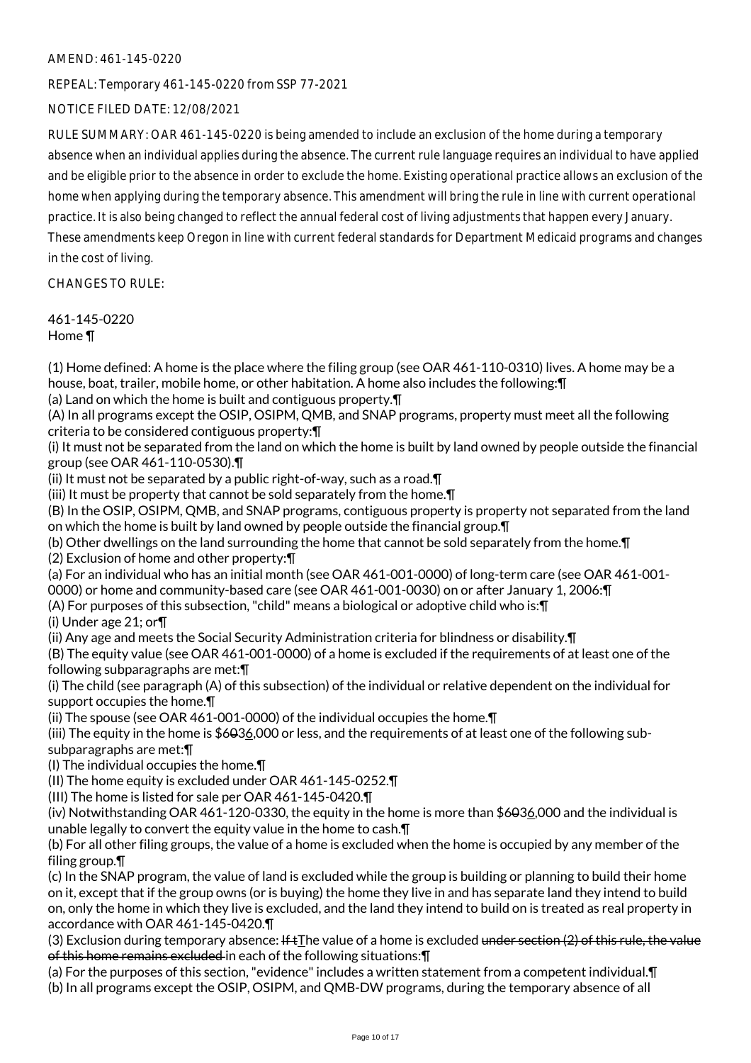AMEND: 461-145-0220

REPEAL: Temporary 461-145-0220 from SSP 77-2021

NOTICE FILED DATE: 12/08/2021

RULE SUMMARY: OAR 461-145-0220 is being amended to include an exclusion of the home during a temporary absence when an individual applies during the absence. The current rule language requires an individual to have applied and be eligible prior to the absence in order to exclude the home. Existing operational practice allows an exclusion of the home when applying during the temporary absence. This amendment will bring the rule in line with current operational practice. It is also being changed to reflect the annual federal cost of living adjustments that happen every January. These amendments keep Oregon in line with current federal standards for Department Medicaid programs and changes in the cost of living.

CHANGES TO RULE:

461-145-0220
Home ¶

(1) Home defined: A home is the place where the filing group (see OAR 461-110-0310) lives. A home may be a house, boat, trailer, mobile home, or other habitation. A home also includes the following:¶
(a) Land on which the home is built and contiguous property.¶
(A) In all programs except the OSIP, OSIPM, QMB, and SNAP programs, property must meet all the following criteria to be considered contiguous property:¶
(i) It must not be separated from the land on which the home is built by land owned by people outside the financial group (see OAR 461-110-0530).¶
(ii) It must not be separated by a public right-of-way, such as a road.¶
(iii) It must be property that cannot be sold separately from the home.¶
(B) In the OSIP, OSIPM, QMB, and SNAP programs, contiguous property is property not separated from the land on which the home is built by land owned by people outside the financial group.¶
(b) Other dwellings on the land surrounding the home that cannot be sold separately from the home.¶
(2) Exclusion of home and other property:¶
(a) For an individual who has an initial month (see OAR 461-001-0000) of long-term care (see OAR 461-001-0000) or home and community-based care (see OAR 461-001-0030) on or after January 1, 2006:¶
(A) For purposes of this subsection, "child" means a biological or adoptive child who is:¶
(i) Under age 21; or¶
(ii) Any age and meets the Social Security Administration criteria for blindness or disability.¶
(B) The equity value (see OAR 461-001-0000) of a home is excluded if the requirements of at least one of the following subparagraphs are met:¶
(i) The child (see paragraph (A) of this subsection) of the individual or relative dependent on the individual for support occupies the home.¶
(ii) The spouse (see OAR 461-001-0000) of the individual occupies the home.¶
(iii) The equity in the home is $~~603~~6,000 or less, and the requirements of at least one of the following sub-subparagraphs are met:¶
(I) The individual occupies the home.¶
(II) The home equity is excluded under OAR 461-145-0252.¶
(III) The home is listed for sale per OAR 461-145-0420.¶
(iv) Notwithstanding OAR 461-120-0330, the equity in the home is more than $~~603~~6,000 and the individual is unable legally to convert the equity value in the home to cash.¶
(b) For all other filing groups, the value of a home is excluded when the home is occupied by any member of the filing group.¶
(c) In the SNAP program, the value of land is excluded while the group is building or planning to build their home on it, except that if the group owns (or is buying) the home they live in and has separate land they intend to build on, only the home in which they live is excluded, and the land they intend to build on is treated as real property in accordance with OAR 461-145-0420.¶
(3) Exclusion during temporary absence: ~~If t~~The value of a home is excluded ~~under section (2) of this rule, the value of this home remains excluded~~ in each of the following situations:¶
(a) For the purposes of this section, "evidence" includes a written statement from a competent individual.¶
(b) In all programs except the OSIP, OSIPM, and QMB-DW programs, during the temporary absence of all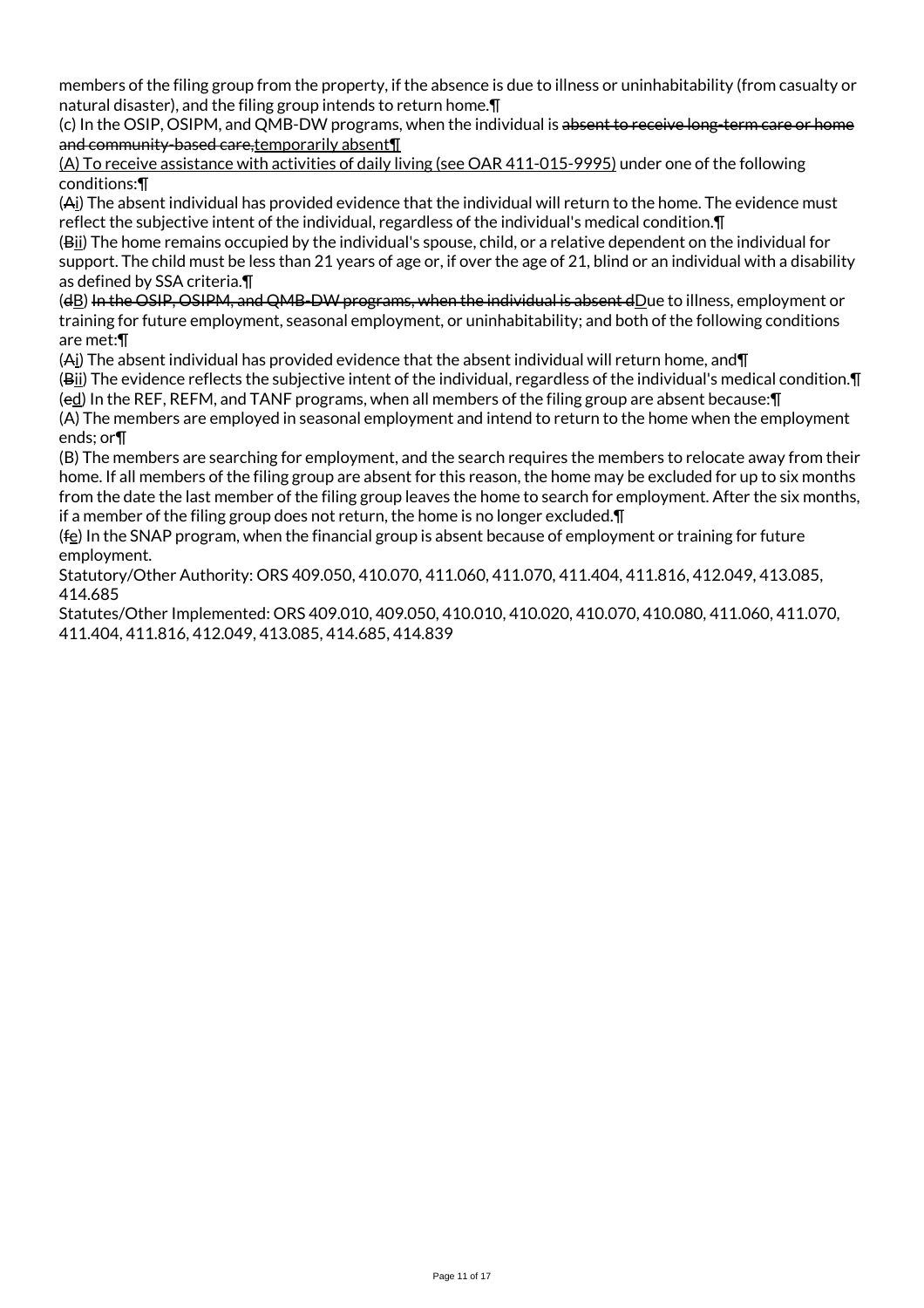members of the filing group from the property, if the absence is due to illness or uninhabitability (from casualty or natural disaster), and the filing group intends to return home.¶

(c) In the OSIP, OSIPM, and QMB-DW programs, when the individual is ~~absent to receive long-term care or home and community-based care,~~<u>temporarily absent¶</u>

<u>(A) To receive assistance with activities of daily living (see OAR 411-015-9995)</u> under one of the following conditions:¶

(~~A~~<u>i</u>) The absent individual has provided evidence that the individual will return to the home. The evidence must reflect the subjective intent of the individual, regardless of the individual's medical condition.¶

(~~B~~<u>ii</u>) The home remains occupied by the individual's spouse, child, or a relative dependent on the individual for support. The child must be less than 21 years of age or, if over the age of 21, blind or an individual with a disability as defined by SSA criteria.¶

(~~d~~<u>B</u>) ~~In the OSIP, OSIPM, and QMB-DW programs, when the individual is absent d~~<u>D</u>ue to illness, employment or training for future employment, seasonal employment, or uninhabitability; and both of the following conditions are met:¶

(~~A~~<u>i</u>) The absent individual has provided evidence that the absent individual will return home, and¶

(~~B~~<u>ii</u>) The evidence reflects the subjective intent of the individual, regardless of the individual's medical condition.¶

(~~e~~<u>d</u>) In the REF, REFM, and TANF programs, when all members of the filing group are absent because:¶

(A) The members are employed in seasonal employment and intend to return to the home when the employment ends; or¶

(B) The members are searching for employment, and the search requires the members to relocate away from their home. If all members of the filing group are absent for this reason, the home may be excluded for up to six months from the date the last member of the filing group leaves the home to search for employment. After the six months, if a member of the filing group does not return, the home is no longer excluded.¶

(~~f~~<u>e</u>) In the SNAP program, when the financial group is absent because of employment or training for future employment.

Statutory/Other Authority: ORS 409.050, 410.070, 411.060, 411.070, 411.404, 411.816, 412.049, 413.085, 414.685

Statutes/Other Implemented: ORS 409.010, 409.050, 410.010, 410.020, 410.070, 410.080, 411.060, 411.070, 411.404, 411.816, 412.049, 413.085, 414.685, 414.839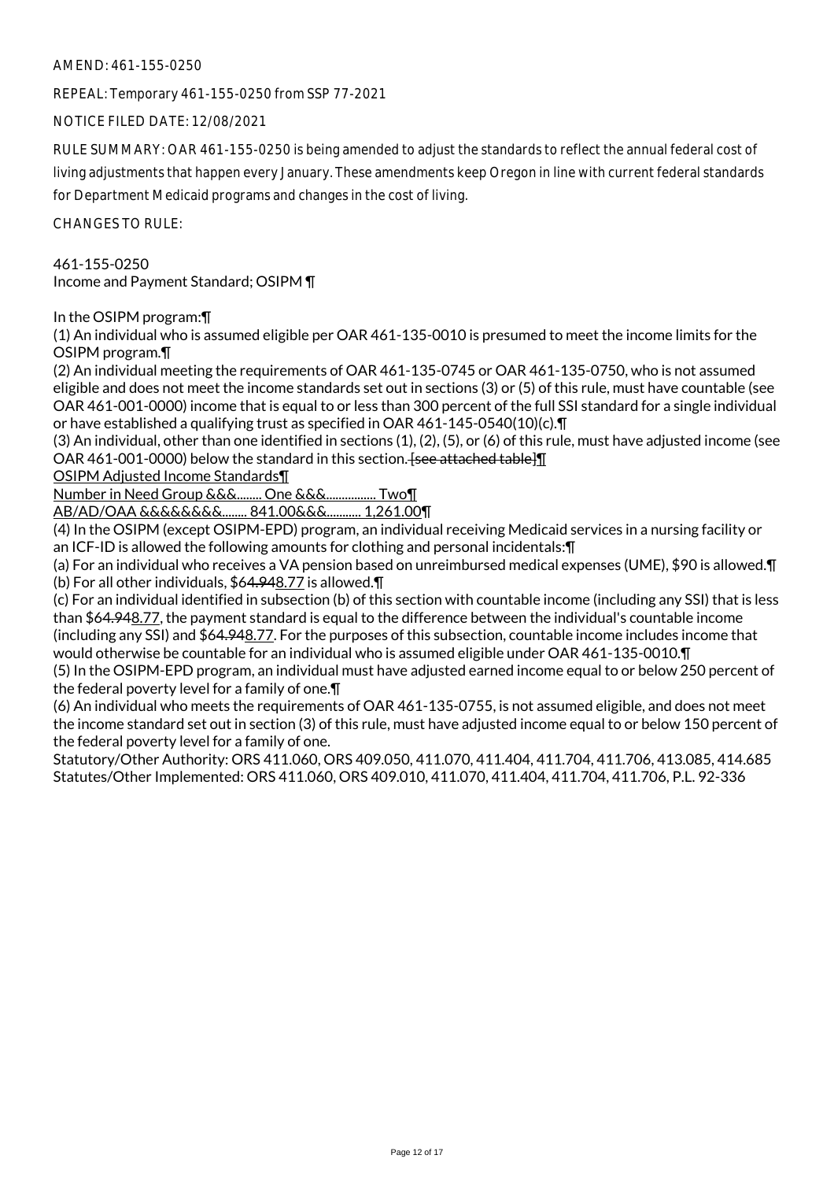AMEND: 461-155-0250

REPEAL: Temporary 461-155-0250 from SSP 77-2021

NOTICE FILED DATE: 12/08/2021

RULE SUMMARY: OAR 461-155-0250 is being amended to adjust the standards to reflect the annual federal cost of living adjustments that happen every January. These amendments keep Oregon in line with current federal standards for Department Medicaid programs and changes in the cost of living.

CHANGES TO RULE:

461-155-0250
Income and Payment Standard; OSIPM ¶

In the OSIPM program:¶

(1) An individual who is assumed eligible per OAR 461-135-0010 is presumed to meet the income limits for the OSIPM program.¶

(2) An individual meeting the requirements of OAR 461-135-0745 or OAR 461-135-0750, who is not assumed eligible and does not meet the income standards set out in sections (3) or (5) of this rule, must have countable (see OAR 461-001-0000) income that is equal to or less than 300 percent of the full SSI standard for a single individual or have established a qualifying trust as specified in OAR 461-145-0540(10)(c).¶

(3) An individual, other than one identified in sections (1), (2), (5), or (6) of this rule, must have adjusted income (see OAR 461-001-0000) below the standard in this section. ~~[see attached table]~~¶

OSIPM Adjusted Income Standards¶

Number in Need Group &&&........ One &&&................ Two¶

AB/AD/OAA &&&&&&&&........ 841.00&&&........... 1,261.00¶

(4) In the OSIPM (except OSIPM-EPD) program, an individual receiving Medicaid services in a nursing facility or an ICF-ID is allowed the following amounts for clothing and personal incidentals:¶

(a) For an individual who receives a VA pension based on unreimbursed medical expenses (UME), $90 is allowed.¶

(b) For all other individuals, $6~~4.94~~8.77 is allowed.¶

(c) For an individual identified in subsection (b) of this section with countable income (including any SSI) that is less than $6~~4.94~~8.77, the payment standard is equal to the difference between the individual's countable income (including any SSI) and $6~~4.94~~8.77. For the purposes of this subsection, countable income includes income that would otherwise be countable for an individual who is assumed eligible under OAR 461-135-0010.¶

(5) In the OSIPM-EPD program, an individual must have adjusted earned income equal to or below 250 percent of the federal poverty level for a family of one.¶

(6) An individual who meets the requirements of OAR 461-135-0755, is not assumed eligible, and does not meet the income standard set out in section (3) of this rule, must have adjusted income equal to or below 150 percent of the federal poverty level for a family of one.

Statutory/Other Authority: ORS 411.060, ORS 409.050, 411.070, 411.404, 411.704, 411.706, 413.085, 414.685
Statutes/Other Implemented: ORS 411.060, ORS 409.010, 411.070, 411.404, 411.704, 411.706, P.L. 92-336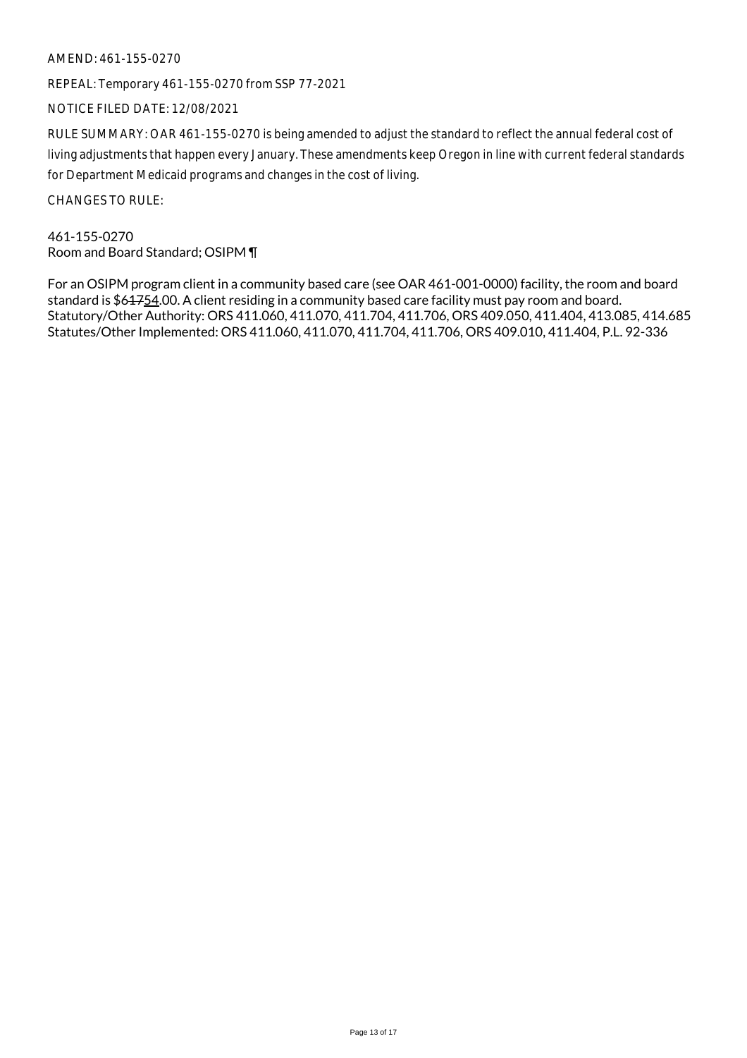AMEND: 461-155-0270

REPEAL: Temporary 461-155-0270 from SSP 77-2021

NOTICE FILED DATE: 12/08/2021

RULE SUMMARY: OAR 461-155-0270 is being amended to adjust the standard to reflect the annual federal cost of living adjustments that happen every January. These amendments keep Oregon in line with current federal standards for Department Medicaid programs and changes in the cost of living.

CHANGES TO RULE:

461-155-0270
Room and Board Standard; OSIPM ¶

For an OSIPM program client in a community based care (see OAR 461-001-0000) facility, the room and board standard is $6~~17~~54.00. A client residing in a community based care facility must pay room and board.
Statutory/Other Authority: ORS 411.060, 411.070, 411.704, 411.706, ORS 409.050, 411.404, 413.085, 414.685
Statutes/Other Implemented: ORS 411.060, 411.070, 411.704, 411.706, ORS 409.010, 411.404, P.L. 92-336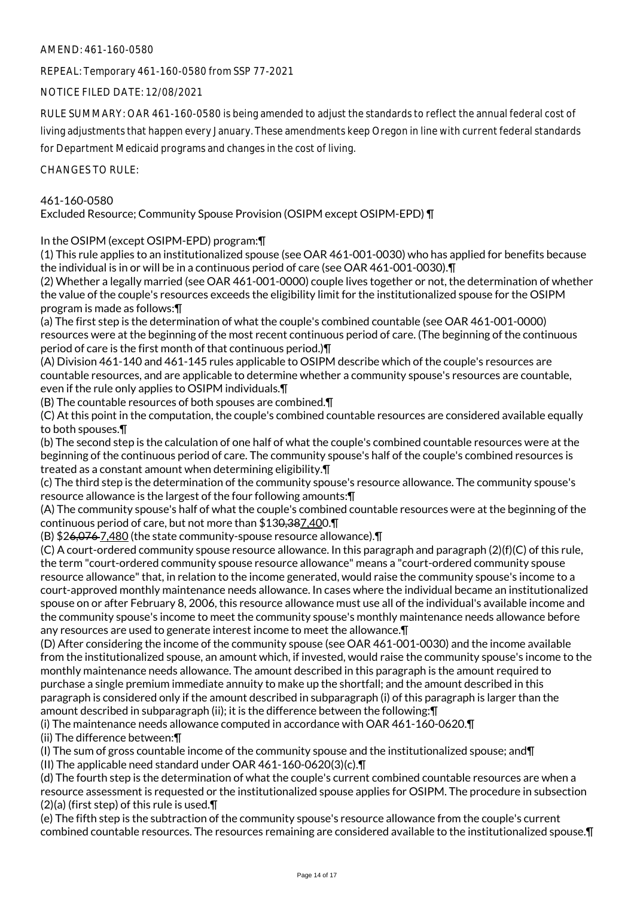AMEND: 461-160-0580

REPEAL: Temporary 461-160-0580 from SSP 77-2021

NOTICE FILED DATE: 12/08/2021

RULE SUMMARY: OAR 461-160-0580 is being amended to adjust the standards to reflect the annual federal cost of living adjustments that happen every January. These amendments keep Oregon in line with current federal standards for Department Medicaid programs and changes in the cost of living.

CHANGES TO RULE:

461-160-0580
Excluded Resource; Community Spouse Provision (OSIPM except OSIPM-EPD) ¶

In the OSIPM (except OSIPM-EPD) program:¶
(1) This rule applies to an institutionalized spouse (see OAR 461-001-0030) who has applied for benefits because the individual is in or will be in a continuous period of care (see OAR 461-001-0030).¶
(2) Whether a legally married (see OAR 461-001-0000) couple lives together or not, the determination of whether the value of the couple's resources exceeds the eligibility limit for the institutionalized spouse for the OSIPM program is made as follows:¶
(a) The first step is the determination of what the couple's combined countable (see OAR 461-001-0000) resources were at the beginning of the most recent continuous period of care. (The beginning of the continuous period of care is the first month of that continuous period.)¶
(A) Division 461-140 and 461-145 rules applicable to OSIPM describe which of the couple's resources are countable resources, and are applicable to determine whether a community spouse's resources are countable, even if the rule only applies to OSIPM individuals.¶
(B) The countable resources of both spouses are combined.¶
(C) At this point in the computation, the couple's combined countable resources are considered available equally to both spouses.¶
(b) The second step is the calculation of one half of what the couple's combined countable resources were at the beginning of the continuous period of care. The community spouse's half of the couple's combined resources is treated as a constant amount when determining eligibility.¶
(c) The third step is the determination of the community spouse's resource allowance. The community spouse's resource allowance is the largest of the four following amounts:¶
(A) The community spouse's half of what the couple's combined countable resources were at the beginning of the continuous period of care, but not more than $13~~0,38~~7,400.¶
(B) $2~~6,076~~ 7,480 (the state community-spouse resource allowance).¶
(C) A court-ordered community spouse resource allowance. In this paragraph and paragraph (2)(f)(C) of this rule, the term "court-ordered community spouse resource allowance" means a "court-ordered community spouse resource allowance" that, in relation to the income generated, would raise the community spouse's income to a court-approved monthly maintenance needs allowance. In cases where the individual became an institutionalized spouse on or after February 8, 2006, this resource allowance must use all of the individual's available income and the community spouse's income to meet the community spouse's monthly maintenance needs allowance before any resources are used to generate interest income to meet the allowance.¶
(D) After considering the income of the community spouse (see OAR 461-001-0030) and the income available from the institutionalized spouse, an amount which, if invested, would raise the community spouse's income to the monthly maintenance needs allowance. The amount described in this paragraph is the amount required to purchase a single premium immediate annuity to make up the shortfall; and the amount described in this paragraph is considered only if the amount described in subparagraph (i) of this paragraph is larger than the amount described in subparagraph (ii); it is the difference between the following:¶
(i) The maintenance needs allowance computed in accordance with OAR 461-160-0620.¶
(ii) The difference between:¶
(I) The sum of gross countable income of the community spouse and the institutionalized spouse; and¶
(II) The applicable need standard under OAR 461-160-0620(3)(c).¶
(d) The fourth step is the determination of what the couple's current combined countable resources are when a resource assessment is requested or the institutionalized spouse applies for OSIPM. The procedure in subsection (2)(a) (first step) of this rule is used.¶
(e) The fifth step is the subtraction of the community spouse's resource allowance from the couple's current combined countable resources. The resources remaining are considered available to the institutionalized spouse.¶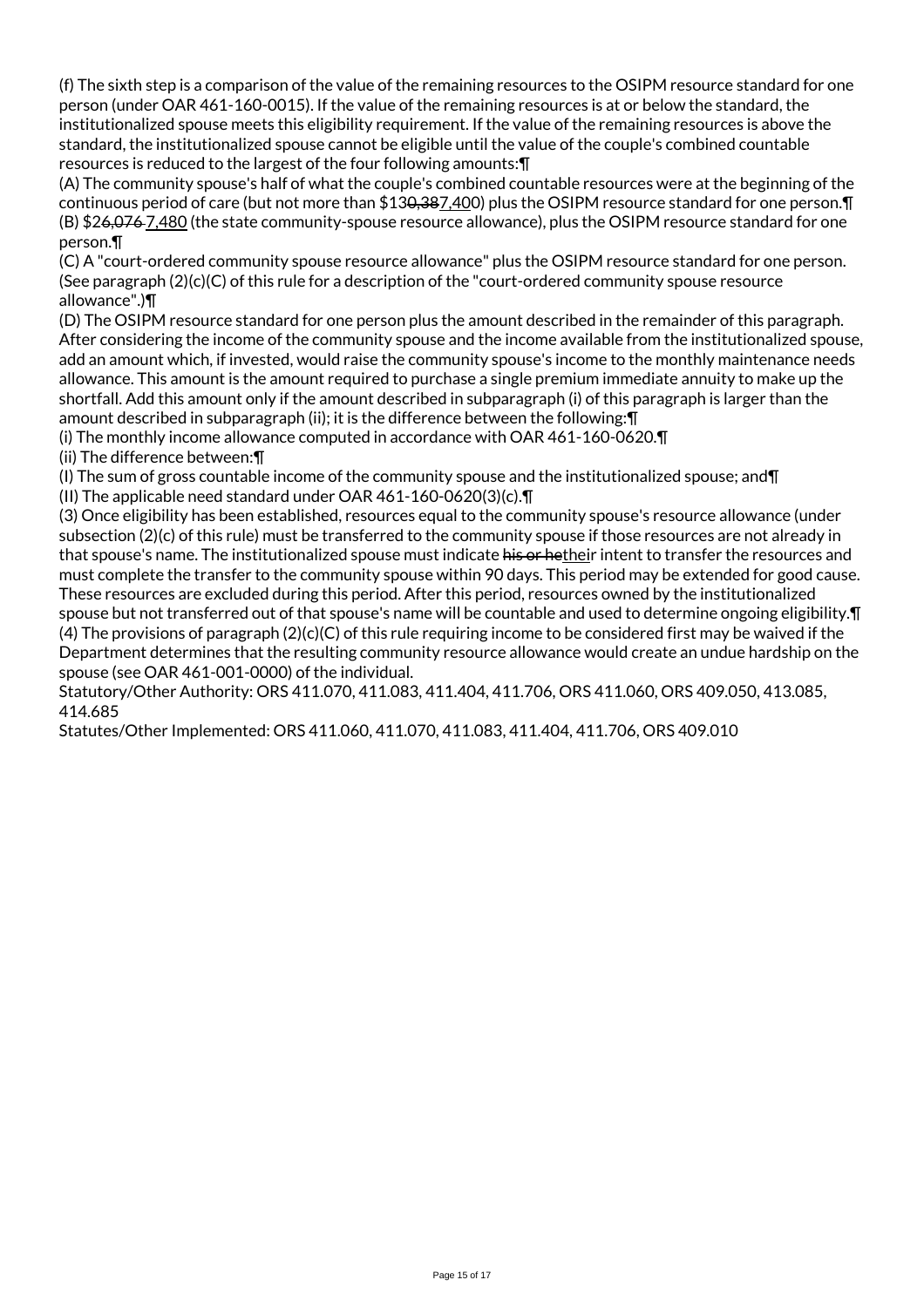(f) The sixth step is a comparison of the value of the remaining resources to the OSIPM resource standard for one person (under OAR 461-160-0015). If the value of the remaining resources is at or below the standard, the institutionalized spouse meets this eligibility requirement. If the value of the remaining resources is above the standard, the institutionalized spouse cannot be eligible until the value of the couple's combined countable resources is reduced to the largest of the four following amounts:¶

(A) The community spouse's half of what the couple's combined countable resources were at the beginning of the continuous period of care (but not more than $13~~0,38~~<u>7,40</u>0) plus the OSIPM resource standard for one person.¶

(B) $2~~6,076~~ <u>7,480</u> (the state community-spouse resource allowance), plus the OSIPM resource standard for one person.¶

(C) A "court-ordered community spouse resource allowance" plus the OSIPM resource standard for one person. (See paragraph (2)(c)(C) of this rule for a description of the "court-ordered community spouse resource allowance".)¶

(D) The OSIPM resource standard for one person plus the amount described in the remainder of this paragraph. After considering the income of the community spouse and the income available from the institutionalized spouse, add an amount which, if invested, would raise the community spouse's income to the monthly maintenance needs allowance. This amount is the amount required to purchase a single premium immediate annuity to make up the shortfall. Add this amount only if the amount described in subparagraph (i) of this paragraph is larger than the amount described in subparagraph (ii); it is the difference between the following:¶

(i) The monthly income allowance computed in accordance with OAR 461-160-0620.¶

(ii) The difference between:¶

(I) The sum of gross countable income of the community spouse and the institutionalized spouse; and¶

(II) The applicable need standard under OAR 461-160-0620(3)(c).¶

(3) Once eligibility has been established, resources equal to the community spouse's resource allowance (under subsection (2)(c) of this rule) must be transferred to the community spouse if those resources are not already in that spouse's name. The institutionalized spouse must indicate ~~his or he~~<u>thei</u>r intent to transfer the resources and must complete the transfer to the community spouse within 90 days. This period may be extended for good cause. These resources are excluded during this period. After this period, resources owned by the institutionalized spouse but not transferred out of that spouse's name will be countable and used to determine ongoing eligibility.¶

(4) The provisions of paragraph (2)(c)(C) of this rule requiring income to be considered first may be waived if the Department determines that the resulting community resource allowance would create an undue hardship on the spouse (see OAR 461-001-0000) of the individual.

Statutory/Other Authority: ORS 411.070, 411.083, 411.404, 411.706, ORS 411.060, ORS 409.050, 413.085, 414.685

Statutes/Other Implemented: ORS 411.060, 411.070, 411.083, 411.404, 411.706, ORS 409.010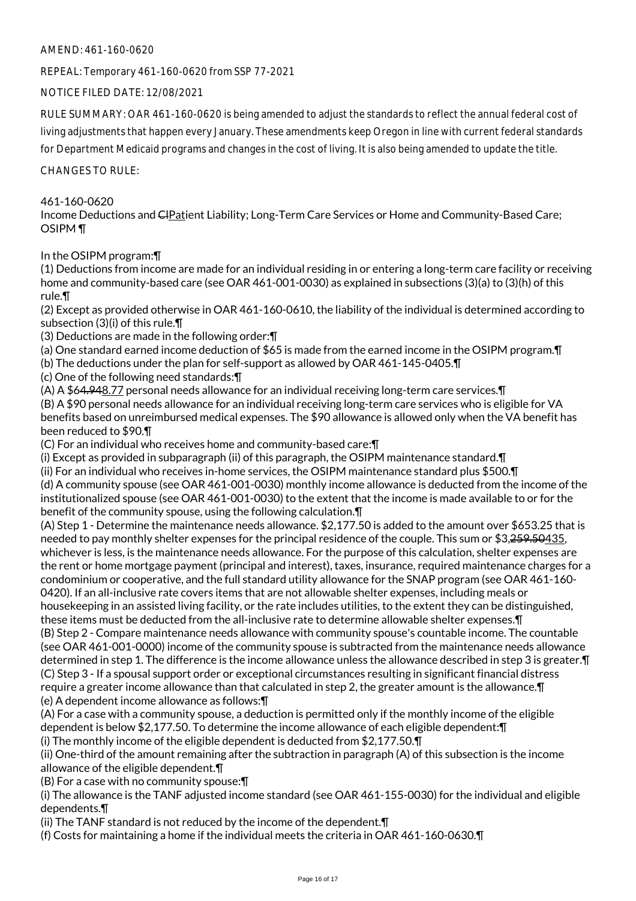AMEND: 461-160-0620

REPEAL: Temporary 461-160-0620 from SSP 77-2021

NOTICE FILED DATE: 12/08/2021

RULE SUMMARY: OAR 461-160-0620 is being amended to adjust the standards to reflect the annual federal cost of living adjustments that happen every January. These amendments keep Oregon in line with current federal standards for Department Medicaid programs and changes in the cost of living. It is also being amended to update the title.

CHANGES TO RULE:

461-160-0620
Income Deductions and ~~Cl~~Patient Liability; Long-Term Care Services or Home and Community-Based Care; OSIPM ¶

In the OSIPM program:¶
(1) Deductions from income are made for an individual residing in or entering a long-term care facility or receiving home and community-based care (see OAR 461-001-0030) as explained in subsections (3)(a) to (3)(h) of this rule.¶
(2) Except as provided otherwise in OAR 461-160-0610, the liability of the individual is determined according to subsection (3)(i) of this rule.¶
(3) Deductions are made in the following order:¶
(a) One standard earned income deduction of $65 is made from the earned income in the OSIPM program.¶
(b) The deductions under the plan for self-support as allowed by OAR 461-145-0405.¶
(c) One of the following need standards:¶
(A) A $6~~4.94~~8.77 personal needs allowance for an individual receiving long-term care services.¶
(B) A $90 personal needs allowance for an individual receiving long-term care services who is eligible for VA benefits based on unreimbursed medical expenses. The $90 allowance is allowed only when the VA benefit has been reduced to $90.¶
(C) For an individual who receives home and community-based care:¶
(i) Except as provided in subparagraph (ii) of this paragraph, the OSIPM maintenance standard.¶
(ii) For an individual who receives in-home services, the OSIPM maintenance standard plus $500.¶
(d) A community spouse (see OAR 461-001-0030) monthly income allowance is deducted from the income of the institutionalized spouse (see OAR 461-001-0030) to the extent that the income is made available to or for the benefit of the community spouse, using the following calculation.¶
(A) Step 1 - Determine the maintenance needs allowance. $2,177.50 is added to the amount over $653.25 that is needed to pay monthly shelter expenses for the principal residence of the couple. This sum or $3,~~259.50~~435, whichever is less, is the maintenance needs allowance. For the purpose of this calculation, shelter expenses are the rent or home mortgage payment (principal and interest), taxes, insurance, required maintenance charges for a condominium or cooperative, and the full standard utility allowance for the SNAP program (see OAR 461-160-0420). If an all-inclusive rate covers items that are not allowable shelter expenses, including meals or housekeeping in an assisted living facility, or the rate includes utilities, to the extent they can be distinguished, these items must be deducted from the all-inclusive rate to determine allowable shelter expenses.¶
(B) Step 2 - Compare maintenance needs allowance with community spouse's countable income. The countable (see OAR 461-001-0000) income of the community spouse is subtracted from the maintenance needs allowance determined in step 1. The difference is the income allowance unless the allowance described in step 3 is greater.¶
(C) Step 3 - If a spousal support order or exceptional circumstances resulting in significant financial distress require a greater income allowance than that calculated in step 2, the greater amount is the allowance.¶
(e) A dependent income allowance as follows:¶
(A) For a case with a community spouse, a deduction is permitted only if the monthly income of the eligible dependent is below $2,177.50. To determine the income allowance of each eligible dependent:¶
(i) The monthly income of the eligible dependent is deducted from $2,177.50.¶
(ii) One-third of the amount remaining after the subtraction in paragraph (A) of this subsection is the income allowance of the eligible dependent.¶
(B) For a case with no community spouse:¶
(i) The allowance is the TANF adjusted income standard (see OAR 461-155-0030) for the individual and eligible dependents.¶
(ii) The TANF standard is not reduced by the income of the dependent.¶
(f) Costs for maintaining a home if the individual meets the criteria in OAR 461-160-0630.¶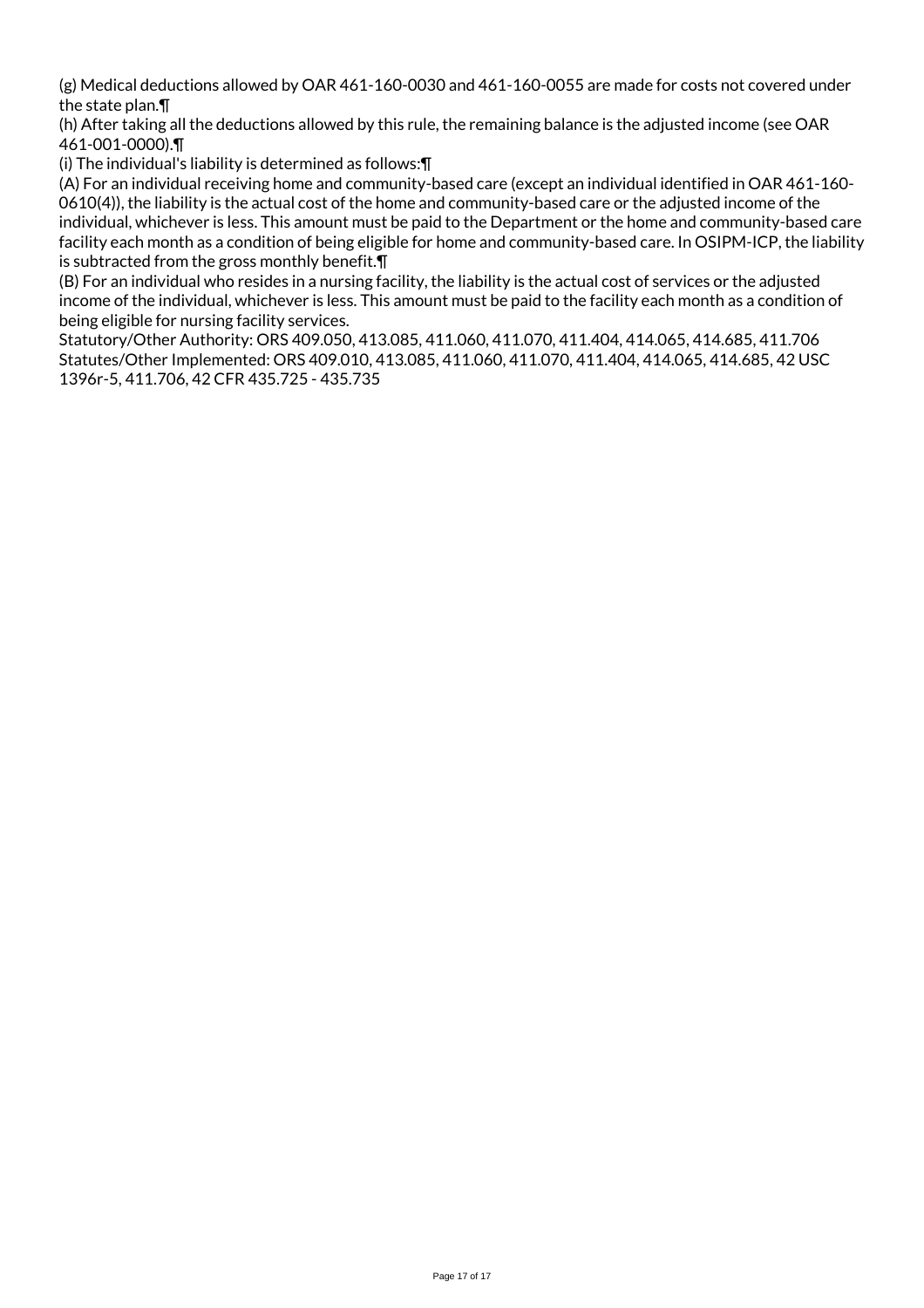(g) Medical deductions allowed by OAR 461-160-0030 and 461-160-0055 are made for costs not covered under the state plan.¶

(h) After taking all the deductions allowed by this rule, the remaining balance is the adjusted income (see OAR 461-001-0000).¶

(i) The individual's liability is determined as follows:¶

(A) For an individual receiving home and community-based care (except an individual identified in OAR 461-160-0610(4)), the liability is the actual cost of the home and community-based care or the adjusted income of the individual, whichever is less. This amount must be paid to the Department or the home and community-based care facility each month as a condition of being eligible for home and community-based care. In OSIPM-ICP, the liability is subtracted from the gross monthly benefit.¶

(B) For an individual who resides in a nursing facility, the liability is the actual cost of services or the adjusted income of the individual, whichever is less. This amount must be paid to the facility each month as a condition of being eligible for nursing facility services.

Statutory/Other Authority: ORS 409.050, 413.085, 411.060, 411.070, 411.404, 414.065, 414.685, 411.706
Statutes/Other Implemented: ORS 409.010, 413.085, 411.060, 411.070, 411.404, 414.065, 414.685, 42 USC 1396r-5, 411.706, 42 CFR 435.725 - 435.735